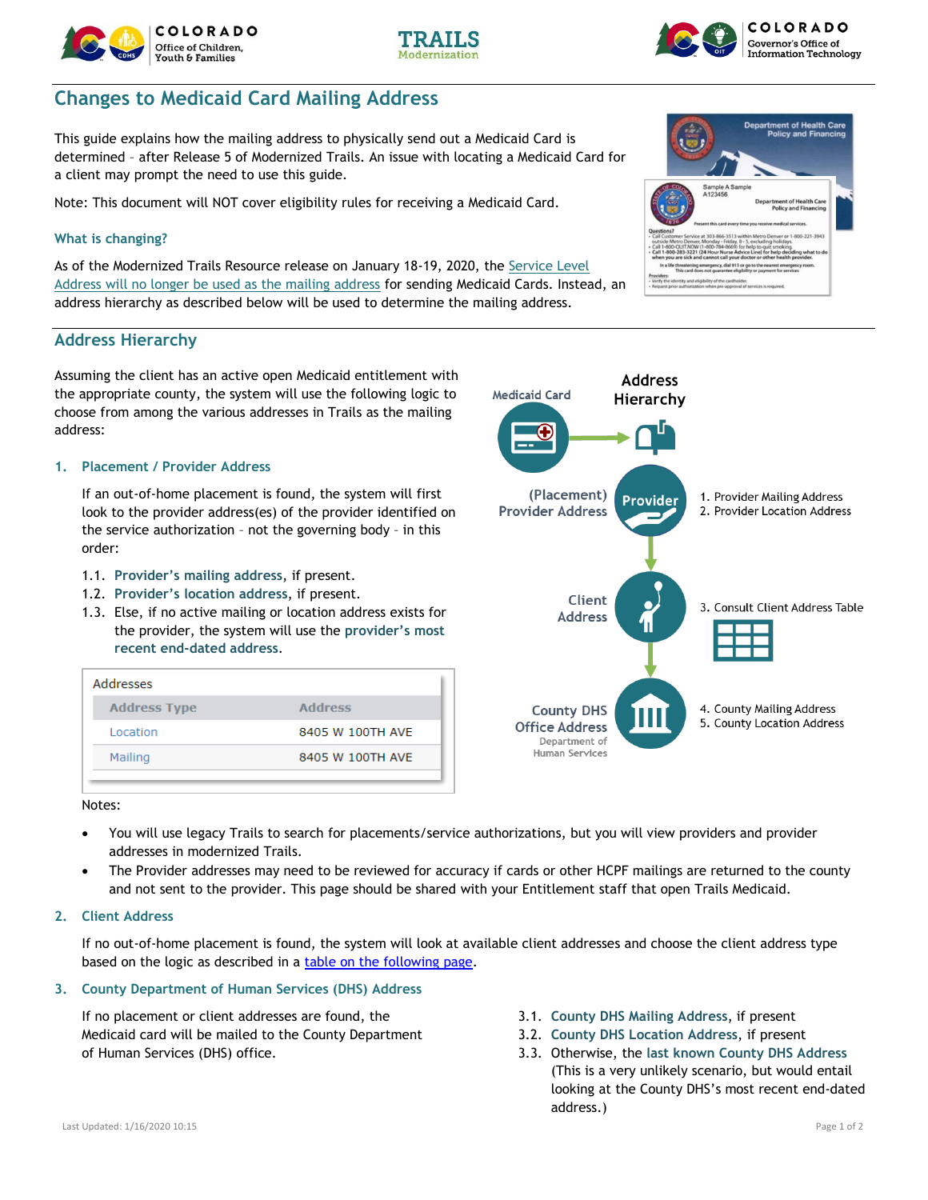# Changes to Medicaid Card Mailing Address

This guide explains how the mailing address to physically send out a Medicaid Card is determined – after Release 5 of Modernized Trails. An issue with locating a Medicaid Card for a client may prompt the need to use this guide.

Note: This document will NOT cover eligibility rules for receiving a Medicaid Card.

### What is changing?

As of the Modernized Trails Resource release on January 18-19, 2020, the Service Level Address will no longer be used as the mailing address for sending Medicaid Cards. Instead, an address hierarchy as described below will be used to determine the mailing address.

## Address Hierarchy

Assuming the client has an active open Medicaid entitlement with the appropriate county, the system will use the following logic to choose from among the various addresses in Trails as the mailing address:

**Address Hierarchy**

- Medicaid Card
- (Placement) Provider Address — Provider
  1. Provider Mailing Address
  2. Provider Location Address
- Client Address
  3. Consult Client Address Table
- County DHS Office Address (Department of Human Services)
  4. County Mailing Address
  5. County Location Address

### 1. Placement / Provider Address

If an out-of-home placement is found, the system will first look to the provider address(es) of the provider identified on the service authorization – not the governing body – in this order:

1.1. **Provider's mailing address**, if present.
1.2. **Provider's location address**, if present.
1.3. Else, if no active mailing or location address exists for the provider, the system will use the **provider's most recent end-dated address**.

Addresses

| Address Type | Address |
|---|---|
| Location | 8405 W 100TH AVE |
| Mailing | 8405 W 100TH AVE |

Notes:

- You will use legacy Trails to search for placements/service authorizations, but you will view providers and provider addresses in modernized Trails.
- The Provider addresses may need to be reviewed for accuracy if cards or other HCPF mailings are returned to the county and not sent to the provider. This page should be shared with your Entitlement staff that open Trails Medicaid.

### 2. Client Address

If no out-of-home placement is found, the system will look at available client addresses and choose the client address type based on the logic as described in a table on the following page.

### 3. County Department of Human Services (DHS) Address

If no placement or client addresses are found, the Medicaid card will be mailed to the County Department of Human Services (DHS) office.

3.1. **County DHS Mailing Address**, if present
3.2. **County DHS Location Address**, if present
3.3. Otherwise, the **last known County DHS Address** (This is a very unlikely scenario, but would entail looking at the County DHS's most recent end-dated address.)

Last Updated: 1/16/2020 10:15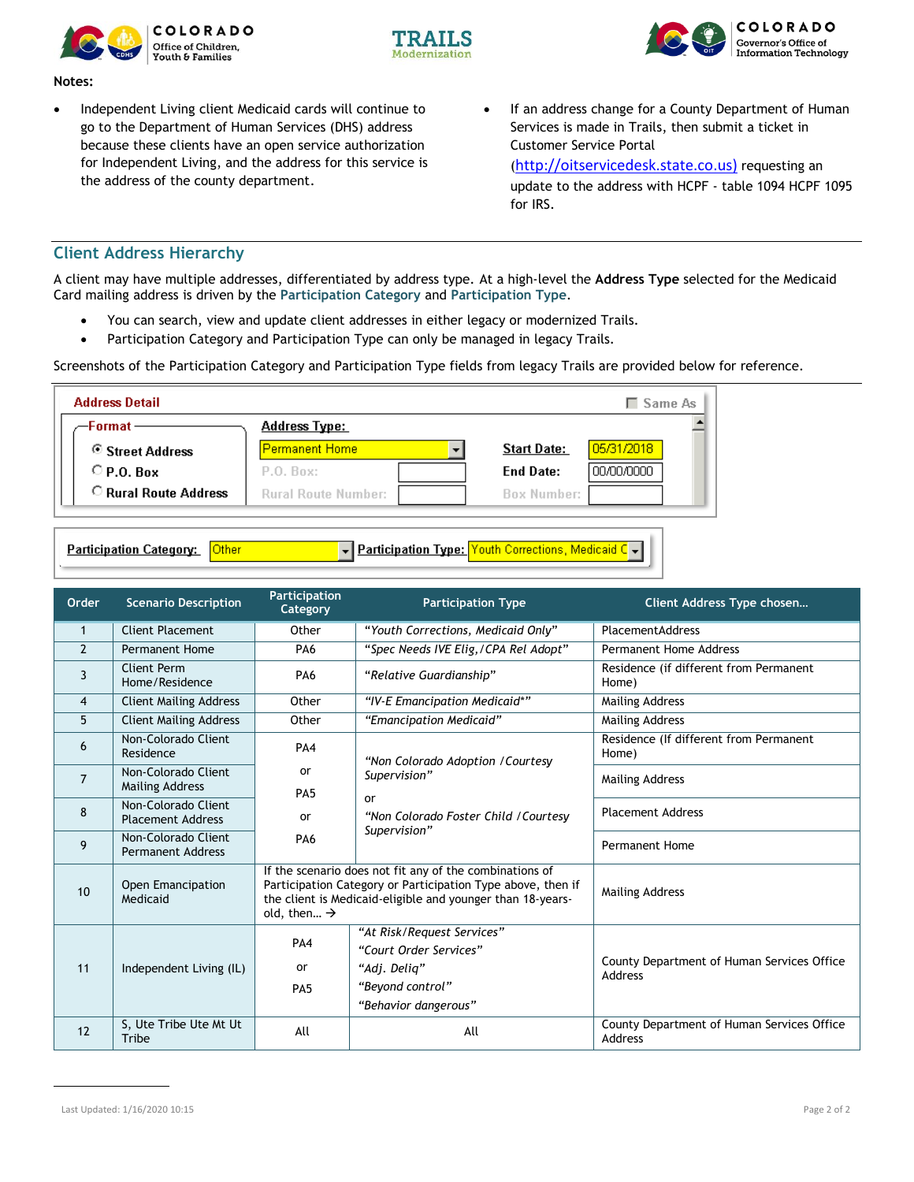**Notes:**

- Independent Living client Medicaid cards will continue to go to the Department of Human Services (DHS) address because these clients have an open service authorization for Independent Living, and the address for this service is the address of the county department.
- If an address change for a County Department of Human Services is made in Trails, then submit a ticket in Customer Service Portal (http://oitservicedesk.state.co.us) requesting an update to the address with HCPF - table 1094 HCPF 1095 for IRS.

## Client Address Hierarchy

A client may have multiple addresses, differentiated by address type. At a high-level the **Address Type** selected for the Medicaid Card mailing address is driven by the **Participation Category** and **Participation Type**.

- You can search, view and update client addresses in either legacy or modernized Trails.
- Participation Category and Participation Type can only be managed in legacy Trails.

Screenshots of the Participation Category and Participation Type fields from legacy Trails are provided below for reference.

Address Detail — Same As

Format: Street Address / P.O. Box / Rural Route Address

Address Type: Permanent Home | Start Date: 05/31/2018
P.O. Box: | End Date: 00/00/0000
Rural Route Number: | Box Number:

Participation Category: Other | Participation Type: Youth Corrections, Medicaid C

| Order | Scenario Description | Participation Category | Participation Type | Client Address Type chosen… |
|---|---|---|---|---|
| 1 | Client Placement | Other | *"Youth Corrections, Medicaid Only"* | PlacementAddress |
| 2 | Permanent Home | PA6 | *"Spec Needs IVE Elig,/CPA Rel Adopt"* | Permanent Home Address |
| 3 | Client Perm Home/Residence | PA6 | *"Relative Guardianship"* | Residence (if different from Permanent Home) |
| 4 | Client Mailing Address | Other | *"IV-E Emancipation Medicaid\*"* | Mailing Address |
| 5 | Client Mailing Address | Other | *"Emancipation Medicaid"* | Mailing Address |
| 6 | Non-Colorado Client Residence | PA4 or PA5 or PA6 | *"Non Colorado Adoption /Courtesy Supervision"* or *"Non Colorado Foster Child /Courtesy Supervision"* | Residence (If different from Permanent Home) |
| 7 | Non-Colorado Client Mailing Address | | | Mailing Address |
| 8 | Non-Colorado Client Placement Address | | | Placement Address |
| 9 | Non-Colorado Client Permanent Address | | | Permanent Home |
| 10 | Open Emancipation Medicaid | If the scenario does not fit any of the combinations of Participation Category or Participation Type above, then if the client is Medicaid-eligible and younger than 18-years-old, then… → | | Mailing Address |
| 11 | Independent Living (IL) | PA4 or PA5 | *"At Risk/Request Services"* *"Court Order Services"* *"Adj. Deliq"* *"Beyond control"* *"Behavior dangerous"* | County Department of Human Services Office Address |
| 12 | S, Ute Tribe Ute Mt Ut Tribe | All | All | County Department of Human Services Office Address |

Last Updated: 1/16/2020 10:15